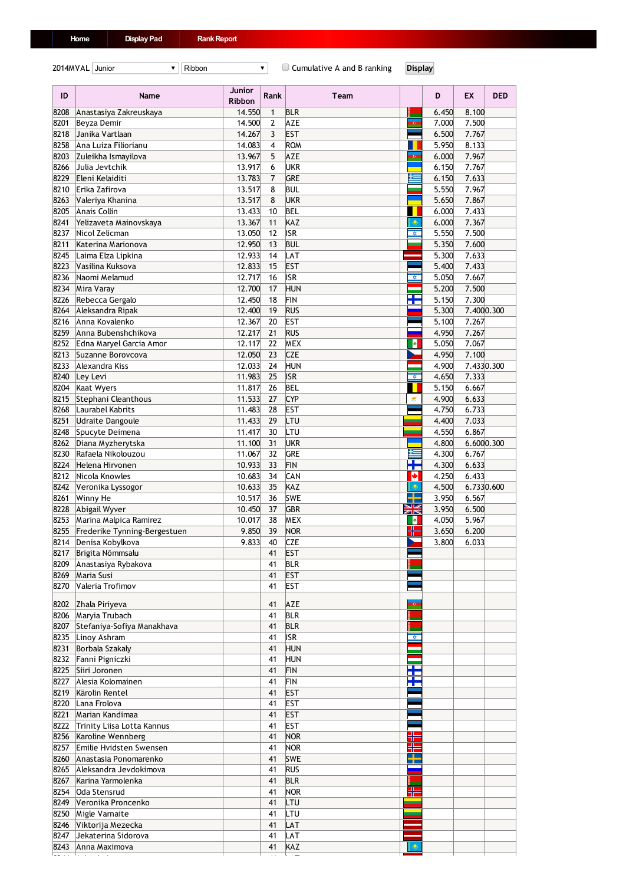Home | Display Pad | Rank Report

2014MVAL Junior ▾ Ribbon ▾ ☐ Cumulative A and B ranking **Display**

| ID | Name | Junior Ribbon | Rank | Team | | D | EX | DED |
|---|---|---|---|---|---|---|---|---|
| 8208 | Anastasiya Zakreuskaya | 14.550 | 1 | BLR | | 6.450 | 8.100 | |
| 8201 | Beyza Demir | 14.500 | 2 | AZE | | 7.000 | 7.500 | |
| 8218 | Janika Vartlaan | 14.267 | 3 | EST | | 6.500 | 7.767 | |
| 8258 | Ana Luiza Filiorianu | 14.083 | 4 | ROM | | 5.950 | 8.133 | |
| 8203 | Zuleikha Ismayilova | 13.967 | 5 | AZE | | 6.000 | 7.967 | |
| 8266 | Julia Jevtchik | 13.917 | 6 | UKR | | 6.150 | 7.767 | |
| 8229 | Eleni Kelaiditi | 13.783 | 7 | GRE | | 6.150 | 7.633 | |
| 8210 | Erika Zafirova | 13.517 | 8 | BUL | | 5.550 | 7.967 | |
| 8263 | Valeriya Khanina | 13.517 | 8 | UKR | | 5.650 | 7.867 | |
| 8205 | Anais Collin | 13.433 | 10 | BEL | | 6.000 | 7.433 | |
| 8241 | Yelizaveta Mainovskaya | 13.367 | 11 | KAZ | | 6.000 | 7.367 | |
| 8237 | Nicol Zelicman | 13.050 | 12 | ISR | | 5.550 | 7.500 | |
| 8211 | Katerina Marionova | 12.950 | 13 | BUL | | 5.350 | 7.600 | |
| 8245 | Laima Elza Lipkina | 12.933 | 14 | LAT | | 5.300 | 7.633 | |
| 8223 | Vasilina Kuksova | 12.833 | 15 | EST | | 5.400 | 7.433 | |
| 8236 | Naomi Melamud | 12.717 | 16 | ISR | | 5.050 | 7.667 | |
| 8234 | Mira Varay | 12.700 | 17 | HUN | | 5.200 | 7.500 | |
| 8226 | Rebecca Gergalo | 12.450 | 18 | FIN | | 5.150 | 7.300 | |
| 8264 | Aleksandra Ripak | 12.400 | 19 | RUS | | 5.300 | 7.400 | 0.300 |
| 8216 | Anna Kovalenko | 12.367 | 20 | EST | | 5.100 | 7.267 | |
| 8259 | Anna Bubenshchikova | 12.217 | 21 | RUS | | 4.950 | 7.267 | |
| 8252 | Edna Maryel Garcia Amor | 12.117 | 22 | MEX | | 5.050 | 7.067 | |
| 8213 | Suzanne Borovcova | 12.050 | 23 | CZE | | 4.950 | 7.100 | |
| 8233 | Alexandra Kiss | 12.033 | 24 | HUN | | 4.900 | 7.433 | 0.300 |
| 8240 | Ley Levi | 11.983 | 25 | ISR | | 4.650 | 7.333 | |
| 8204 | Kaat Wyers | 11.817 | 26 | BEL | | 5.150 | 6.667 | |
| 8215 | Stephani Cleanthous | 11.533 | 27 | CYP | | 4.900 | 6.633 | |
| 8268 | Laurabel Kabrits | 11.483 | 28 | EST | | 4.750 | 6.733 | |
| 8251 | Udraite Dangoule | 11.433 | 29 | LTU | | 4.400 | 7.033 | |
| 8248 | Spucyte Deimena | 11.417 | 30 | LTU | | 4.550 | 6.867 | |
| 8262 | Diana Myzherytska | 11.100 | 31 | UKR | | 4.800 | 6.600 | 0.300 |
| 8230 | Rafaela Nikolouzou | 11.067 | 32 | GRE | | 4.300 | 6.767 | |
| 8224 | Helena Hirvonen | 10.933 | 33 | FIN | | 4.300 | 6.633 | |
| 8212 | Nicola Knowles | 10.683 | 34 | CAN | | 4.250 | 6.433 | |
| 8242 | Veronika Lyssogor | 10.633 | 35 | KAZ | | 4.500 | 6.733 | 0.600 |
| 8261 | Winny He | 10.517 | 36 | SWE | | 3.950 | 6.567 | |
| 8228 | Abigail Wyver | 10.450 | 37 | GBR | | 3.950 | 6.500 | |
| 8253 | Marina Malpica Ramirez | 10.017 | 38 | MEX | | 4.050 | 5.967 | |
| 8255 | Frederike Tynning-Bergestuen | 9.850 | 39 | NOR | | 3.650 | 6.200 | |
| 8214 | Denisa Kobylkova | 9.833 | 40 | CZE | | 3.800 | 6.033 | |
| 8217 | Brigita Nõmmsalu | | 41 | EST | | | | |
| 8209 | Anastasiya Rybakova | | 41 | BLR | | | | |
| 8269 | Maria Susi | | 41 | EST | | | | |
| 8270 | Valeria Trofimov | | 41 | EST | | | | |
| 8202 | Zhala Piriyeva | | 41 | AZE | | | | |
| 8206 | Maryia Trubach | | 41 | BLR | | | | |
| 8207 | Stefaniya-Sofiya Manakhava | | 41 | BLR | | | | |
| 8235 | Linoy Ashram | | 41 | ISR | | | | |
| 8231 | Borbala Szakaly | | 41 | HUN | | | | |
| 8232 | Fanni Pigniczki | | 41 | HUN | | | | |
| 8225 | Siiri Joronen | | 41 | FIN | | | | |
| 8227 | Alesia Kolomainen | | 41 | FIN | | | | |
| 8219 | Kärolin Rentel | | 41 | EST | | | | |
| 8220 | Lana Frolova | | 41 | EST | | | | |
| 8221 | Marian Kandimaa | | 41 | EST | | | | |
| 8222 | Trinity Liisa Lotta Kannus | | 41 | EST | | | | |
| 8256 | Karoline Wennberg | | 41 | NOR | | | | |
| 8257 | Emilie Hvidsten Swensen | | 41 | NOR | | | | |
| 8260 | Anastasia Ponomarenko | | 41 | SWE | | | | |
| 8265 | Aleksandra Jevdokimova | | 41 | RUS | | | | |
| 8267 | Karina Yarmolenka | | 41 | BLR | | | | |
| 8254 | Oda Stensrud | | 41 | NOR | | | | |
| 8249 | Veronika Proncenko | | 41 | LTU | | | | |
| 8250 | Migle Varnaite | | 41 | LTU | | | | |
| 8246 | Viktorija Mezecka | | 41 | LAT | | | | |
| 8247 | Jekaterina Sidorova | | 41 | LAT | | | | |
| 8243 | Anna Maximova | | 41 | KAZ | | | | |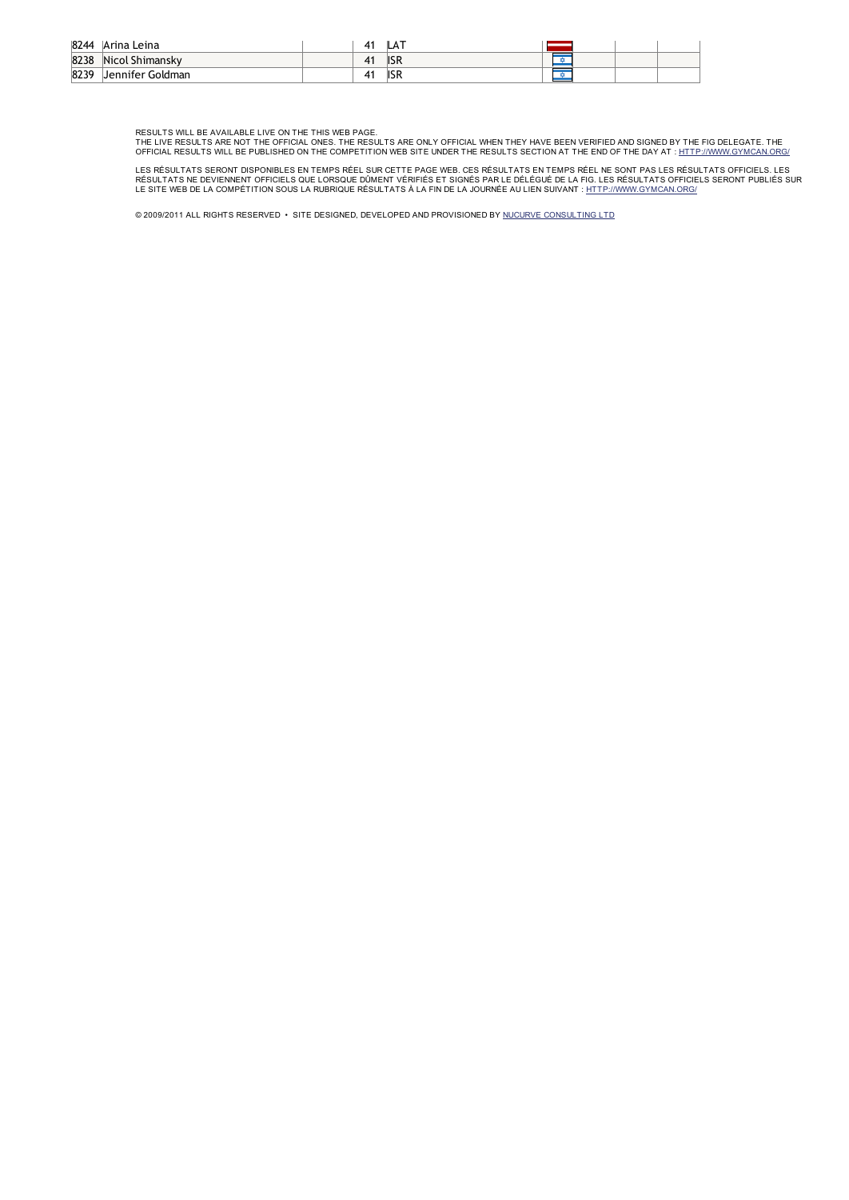| | | | | | | | |
|---|---|---|---|---|---|---|---|
| 8244 | Arina Leina | | 41 | LAT | | | |
| 8238 | Nicol Shimansky | | 41 | ISR | | | |
| 8239 | Jennifer Goldman | | 41 | ISR | | | |

RESULTS WILL BE AVAILABLE LIVE ON THE THIS WEB PAGE.
THE LIVE RESULTS ARE NOT THE OFFICIAL ONES. THE RESULTS ARE ONLY OFFICIAL WHEN THEY HAVE BEEN VERIFIED AND SIGNED BY THE FIG DELEGATE. THE OFFICIAL RESULTS WILL BE PUBLISHED ON THE COMPETITION WEB SITE UNDER THE RESULTS SECTION AT THE END OF THE DAY AT : HTTP://WWW.GYMCAN.ORG/

LES RÉSULTATS SERONT DISPONIBLES EN TEMPS RÉEL SUR CETTE PAGE WEB. CES RÉSULTATS EN TEMPS RÉEL NE SONT PAS LES RÉSULTATS OFFICIELS. LES RÉSULTATS NE DEVIENNENT OFFICIELS QUE LORSQUE DÛMENT VÉRIFIÉS ET SIGNÉS PAR LE DÉLÉGUÉ DE LA FIG. LES RÉSULTATS OFFICIELS SERONT PUBLIÉS SUR LE SITE WEB DE LA COMPÉTITION SOUS LA RUBRIQUE RÉSULTATS À LA FIN DE LA JOURNÉE AU LIEN SUIVANT : HTTP://WWW.GYMCAN.ORG/

© 2009/2011 ALL RIGHTS RESERVED • SITE DESIGNED, DEVELOPED AND PROVISIONED BY NUCURVE CONSULTING LTD